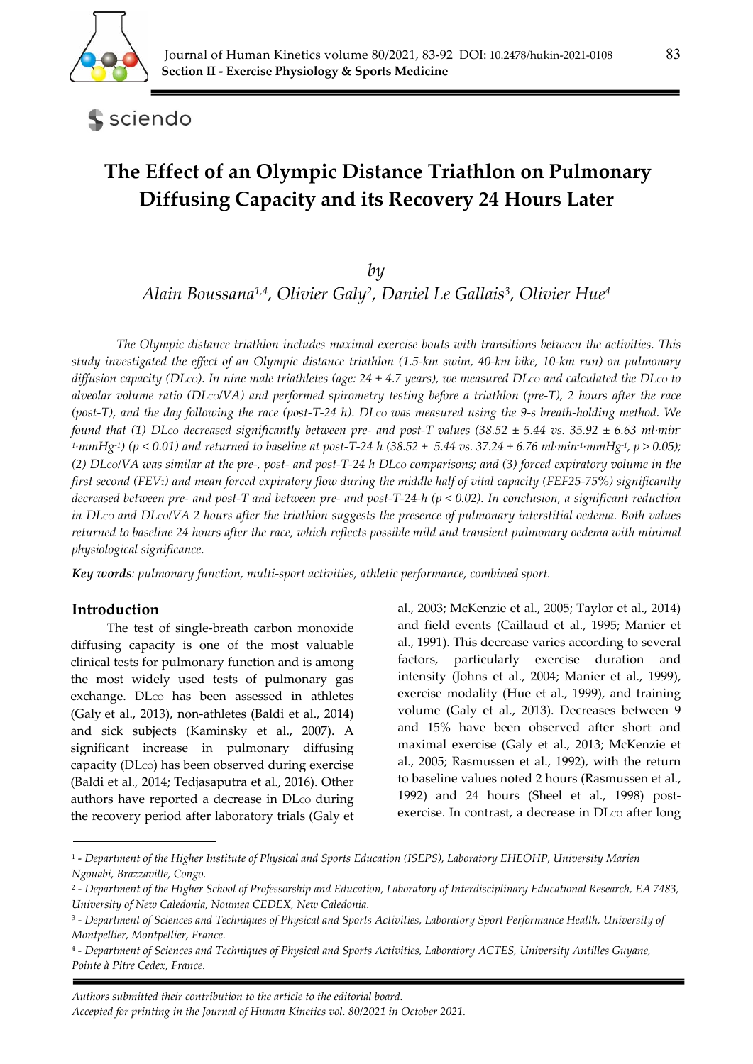# The Effect of an Olympic Distance Triathlon on Pulmonary Diffusing Capacity and its Recovery 24 Hours Later

*by*

*Alain Boussana[1,4], Olivier Galy[2], Daniel Le Gallais[3], Olivier Hue[4]*

*The Olympic distance triathlon includes maximal exercise bouts with transitions between the activities. This study investigated the effect of an Olympic distance triathlon (1.5-km swim, 40-km bike, 10-km run) on pulmonary diffusion capacity ($DL_{CO}$). In nine male triathletes (age: 24 ± 4.7 years), we measured $DL_{CO}$ and calculated the $DL_{CO}$ to alveolar volume ratio ($DL_{CO}/VA$) and performed spirometry testing before a triathlon (pre-T), 2 hours after the race (post-T), and the day following the race (post-T-24 h). $DL_{CO}$ was measured using the 9-s breath-holding method. We found that (1) $DL_{CO}$ decreased significantly between pre- and post-T values (38.52 ± 5.44 vs. 35.92 ± 6.63 $ml \cdot min^{-1} \cdot mmHg^{-1}$) ($p < 0.01$) and returned to baseline at post-T-24 h (38.52 ± 5.44 vs. 37.24 ± 6.76 $ml \cdot min^{-1} \cdot mmHg^{-1}$, $p > 0.05$); (2) $DL_{CO}/VA$ was similar at the pre-, post- and post-T-24 h $DL_{CO}$ comparisons; and (3) forced expiratory volume in the first second ($FEV_1$) and mean forced expiratory flow during the middle half of vital capacity (FEF25-75%) significantly decreased between pre- and post-T and between pre- and post-T-24-h ($p < 0.02$). In conclusion, a significant reduction in $DL_{CO}$ and $DL_{CO}/VA$ 2 hours after the triathlon suggests the presence of pulmonary interstitial oedema. Both values returned to baseline 24 hours after the race, which reflects possible mild and transient pulmonary oedema with minimal physiological significance.*

***Key words**: pulmonary function, multi-sport activities, athletic performance, combined sport.*

## Introduction

The test of single-breath carbon monoxide diffusing capacity is one of the most valuable clinical tests for pulmonary function and is among the most widely used tests of pulmonary gas exchange. $DL_{CO}$ has been assessed in athletes (Galy et al., 2013), non-athletes (Baldi et al., 2014) and sick subjects (Kaminsky et al., 2007). A significant increase in pulmonary diffusing capacity ($DL_{CO}$) has been observed during exercise (Baldi et al., 2014; Tedjasaputra et al., 2016). Other authors have reported a decrease in $DL_{CO}$ during the recovery period after laboratory trials (Galy et al., 2003; McKenzie et al., 2005; Taylor et al., 2014) and field events (Caillaud et al., 1995; Manier et al., 1991). This decrease varies according to several factors, particularly exercise duration and intensity (Johns et al., 2004; Manier et al., 1999), exercise modality (Hue et al., 1999), and training volume (Galy et al., 2013). Decreases between 9 and 15% have been observed after short and maximal exercise (Galy et al., 2013; McKenzie et al., 2005; Rasmussen et al., 1992), with the return to baseline values noted 2 hours (Rasmussen et al., 1992) and 24 hours (Sheel et al., 1998) post-exercise. In contrast, a decrease in $DL_{CO}$ after long

---

[1] - *Department of the Higher Institute of Physical and Sports Education (ISEPS), Laboratory EHEOHP, University Marien Ngouabi, Brazzaville, Congo.*
[2] - *Department of the Higher School of Professorship and Education, Laboratory of Interdisciplinary Educational Research, EA 7483, University of New Caledonia, Noumea CEDEX, New Caledonia.*
[3] - *Department of Sciences and Techniques of Physical and Sports Activities, Laboratory Sport Performance Health, University of Montpellier, Montpellier, France.*
[4] - *Department of Sciences and Techniques of Physical and Sports Activities, Laboratory ACTES, University Antilles Guyane, Pointe à Pitre Cedex, France.*

*Authors submitted their contribution to the article to the editorial board.*
*Accepted for printing in the Journal of Human Kinetics vol. 80/2021 in October 2021.*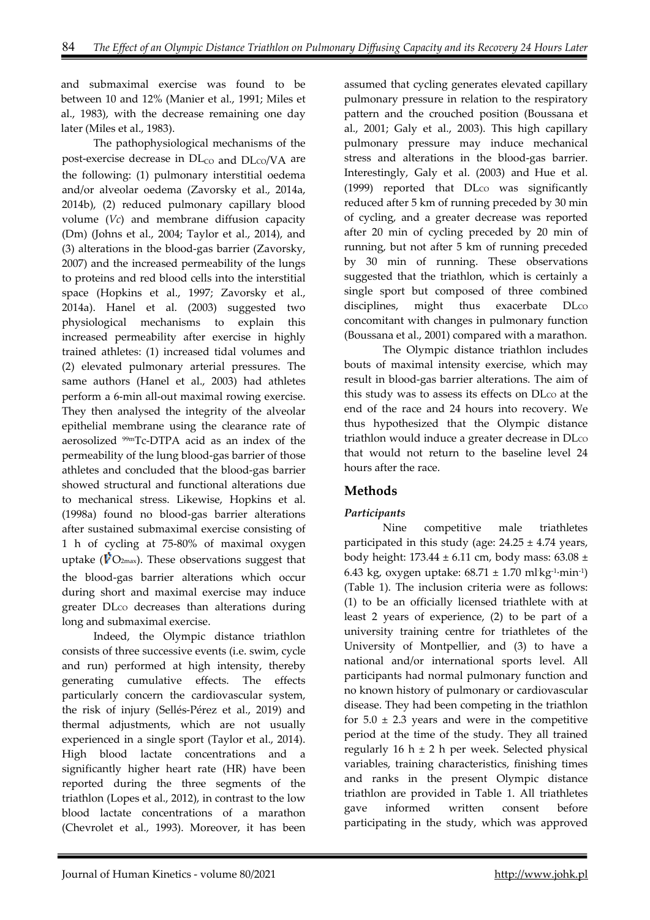and submaximal exercise was found to be between 10 and 12% (Manier et al., 1991; Miles et al., 1983), with the decrease remaining one day later (Miles et al., 1983).

The pathophysiological mechanisms of the post-exercise decrease in $DL_{CO}$ and $DL_{CO}/VA$ are the following: (1) pulmonary interstitial oedema and/or alveolar oedema (Zavorsky et al., 2014a, 2014b), (2) reduced pulmonary capillary blood volume (*Vc*) and membrane diffusion capacity (Dm) (Johns et al., 2004; Taylor et al., 2014), and (3) alterations in the blood-gas barrier (Zavorsky, 2007) and the increased permeability of the lungs to proteins and red blood cells into the interstitial space (Hopkins et al., 1997; Zavorsky et al., 2014a). Hanel et al. (2003) suggested two physiological mechanisms to explain this increased permeability after exercise in highly trained athletes: (1) increased tidal volumes and (2) elevated pulmonary arterial pressures. The same authors (Hanel et al., 2003) had athletes perform a 6-min all-out maximal rowing exercise. They then analysed the integrity of the alveolar epithelial membrane using the clearance rate of aerosolized $^{99m}$Tc-DTPA acid as an index of the permeability of the lung blood-gas barrier of those athletes and concluded that the blood-gas barrier showed structural and functional alterations due to mechanical stress. Likewise, Hopkins et al. (1998a) found no blood-gas barrier alterations after sustained submaximal exercise consisting of 1 h of cycling at 75-80% of maximal oxygen uptake ($\dot{V}O_{2max}$). These observations suggest that the blood-gas barrier alterations which occur during short and maximal exercise may induce greater $DL_{CO}$ decreases than alterations during long and submaximal exercise.

Indeed, the Olympic distance triathlon consists of three successive events (i.e. swim, cycle and run) performed at high intensity, thereby generating cumulative effects. The effects particularly concern the cardiovascular system, the risk of injury (Sellés-Pérez et al., 2019) and thermal adjustments, which are not usually experienced in a single sport (Taylor et al., 2014). High blood lactate concentrations and a significantly higher heart rate (HR) have been reported during the three segments of the triathlon (Lopes et al., 2012), in contrast to the low blood lactate concentrations of a marathon (Chevrolet et al., 1993). Moreover, it has been assumed that cycling generates elevated capillary pulmonary pressure in relation to the respiratory pattern and the crouched position (Boussana et al., 2001; Galy et al., 2003). This high capillary pulmonary pressure may induce mechanical stress and alterations in the blood-gas barrier. Interestingly, Galy et al. (2003) and Hue et al. (1999) reported that $DL_{CO}$ was significantly reduced after 5 km of running preceded by 30 min of cycling, and a greater decrease was reported after 20 min of cycling preceded by 20 min of running, but not after 5 km of running preceded by 30 min of running. These observations suggested that the triathlon, which is certainly a single sport but composed of three combined disciplines, might thus exacerbate $DL_{CO}$ concomitant with changes in pulmonary function (Boussana et al., 2001) compared with a marathon.

The Olympic distance triathlon includes bouts of maximal intensity exercise, which may result in blood-gas barrier alterations. The aim of this study was to assess its effects on $DL_{CO}$ at the end of the race and 24 hours into recovery. We thus hypothesized that the Olympic distance triathlon would induce a greater decrease in $DL_{CO}$ that would not return to the baseline level 24 hours after the race.

## Methods

### *Participants*

Nine competitive male triathletes participated in this study (age: 24.25 ± 4.74 years, body height: 173.44 ± 6.11 cm, body mass: 63.08 ± 6.43 kg, oxygen uptake: 68.71 ± 1.70 $ml \cdot kg^{-1} \cdot min^{-1}$) (Table 1). The inclusion criteria were as follows: (1) to be an officially licensed triathlete with at least 2 years of experience, (2) to be part of a university training centre for triathletes of the University of Montpellier, and (3) to have a national and/or international sports level. All participants had normal pulmonary function and no known history of pulmonary or cardiovascular disease. They had been competing in the triathlon for 5.0 ± 2.3 years and were in the competitive period at the time of the study. They all trained regularly 16 h ± 2 h per week. Selected physical variables, training characteristics, finishing times and ranks in the present Olympic distance triathlon are provided in Table 1. All triathletes gave informed written consent before participating in the study, which was approved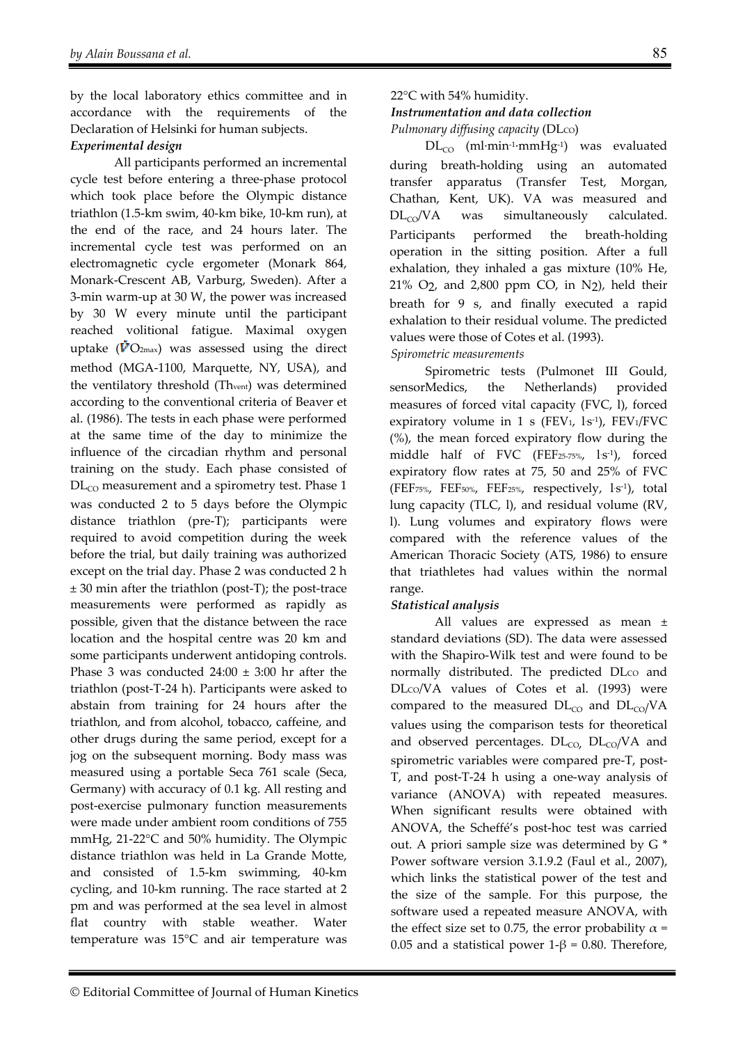by the local laboratory ethics committee and in accordance with the requirements of the Declaration of Helsinki for human subjects.

***Experimental design***

All participants performed an incremental cycle test before entering a three-phase protocol which took place before the Olympic distance triathlon (1.5-km swim, 40-km bike, 10-km run), at the end of the race, and 24 hours later. The incremental cycle test was performed on an electromagnetic cycle ergometer (Monark 864, Monark-Crescent AB, Varburg, Sweden). After a 3-min warm-up at 30 W, the power was increased by 30 W every minute until the participant reached volitional fatigue. Maximal oxygen uptake ($\dot{V}O_{2max}$) was assessed using the direct method (MGA-1100, Marquette, NY, USA), and the ventilatory threshold ($Th_{vent}$) was determined according to the conventional criteria of Beaver et al. (1986). The tests in each phase were performed at the same time of the day to minimize the influence of the circadian rhythm and personal training on the study. Each phase consisted of $DL_{CO}$ measurement and a spirometry test. Phase 1 was conducted 2 to 5 days before the Olympic distance triathlon (pre-T); participants were required to avoid competition during the week before the trial, but daily training was authorized except on the trial day. Phase 2 was conducted 2 h ± 30 min after the triathlon (post-T); the post-trace measurements were performed as rapidly as possible, given that the distance between the race location and the hospital centre was 20 km and some participants underwent antidoping controls. Phase 3 was conducted 24:00 ± 3:00 hr after the triathlon (post-T-24 h). Participants were asked to abstain from training for 24 hours after the triathlon, and from alcohol, tobacco, caffeine, and other drugs during the same period, except for a jog on the subsequent morning. Body mass was measured using a portable Seca 761 scale (Seca, Germany) with accuracy of 0.1 kg. All resting and post-exercise pulmonary function measurements were made under ambient room conditions of 755 mmHg, 21-22°C and 50% humidity. The Olympic distance triathlon was held in La Grande Motte, and consisted of 1.5-km swimming, 40-km cycling, and 10-km running. The race started at 2 pm and was performed at the sea level in almost flat country with stable weather. Water temperature was 15°C and air temperature was 22°C with 54% humidity.

***Instrumentation and data collection***

*Pulmonary diffusing capacity* ($DL_{CO}$)

$DL_{CO}$ ($ml \cdot min^{-1} \cdot mmHg^{-1}$) was evaluated during breath-holding using an automated transfer apparatus (Transfer Test, Morgan, Chathan, Kent, UK). VA was measured and $DL_{CO}/VA$ was simultaneously calculated. Participants performed the breath-holding operation in the sitting position. After a full exhalation, they inhaled a gas mixture (10% He, 21% $O_2$, and 2,800 ppm CO, in $N_2$), held their breath for 9 s, and finally executed a rapid exhalation to their residual volume. The predicted values were those of Cotes et al. (1993).

*Spirometric measurements*

Spirometric tests (Pulmonet III Gould, sensorMedics, the Netherlands) provided measures of forced vital capacity (FVC, l), forced expiratory volume in 1 s ($FEV_1$, $l \cdot s^{-1}$), $FEV_1/FVC$ (%), the mean forced expiratory flow during the middle half of FVC ($FEF_{25-75\%}$, $l \cdot s^{-1}$), forced expiratory flow rates at 75, 50 and 25% of FVC ($FEF_{75\%}$, $FEF_{50\%}$, $FEF_{25\%}$, respectively, $l \cdot s^{-1}$), total lung capacity (TLC, l), and residual volume (RV, l). Lung volumes and expiratory flows were compared with the reference values of the American Thoracic Society (ATS, 1986) to ensure that triathletes had values within the normal range.

***Statistical analysis***

All values are expressed as mean ± standard deviations (SD). The data were assessed with the Shapiro-Wilk test and were found to be normally distributed. The predicted $DL_{CO}$ and $DL_{CO}/VA$ values of Cotes et al. (1993) were compared to the measured $DL_{CO}$ and $DL_{CO}/VA$ values using the comparison tests for theoretical and observed percentages. $DL_{CO}$, $DL_{CO}/VA$ and spirometric variables were compared pre-T, post-T, and post-T-24 h using a one-way analysis of variance (ANOVA) with repeated measures. When significant results were obtained with ANOVA, the Scheffé's post-hoc test was carried out. A priori sample size was determined by G * Power software version 3.1.9.2 (Faul et al., 2007), which links the statistical power of the test and the size of the sample. For this purpose, the software used a repeated measure ANOVA, with the effect size set to 0.75, the error probability $\alpha$ = 0.05 and a statistical power $1-\beta$ = 0.80. Therefore,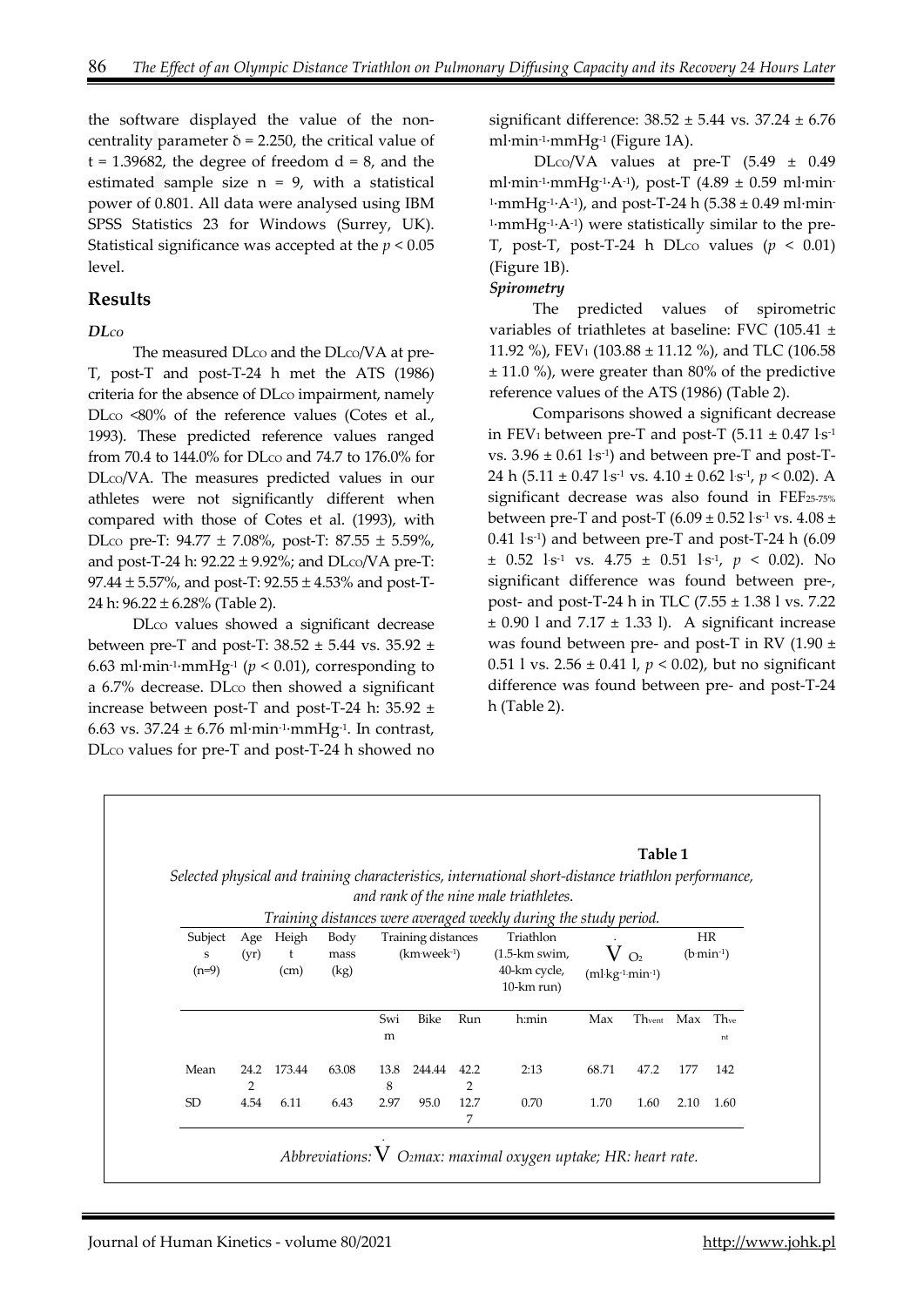the software displayed the value of the non-centrality parameter δ = 2.250, the critical value of t = 1.39682, the degree of freedom d = 8, and the estimated sample size n = 9, with a statistical power of 0.801. All data were analysed using IBM SPSS Statistics 23 for Windows (Surrey, UK). Statistical significance was accepted at the $p < 0.05$ level.

## Results

### $DL_{CO}$

The measured $DL_{CO}$ and the $DL_{CO}/VA$ at pre-T, post-T and post-T-24 h met the ATS (1986) criteria for the absence of $DL_{CO}$ impairment, namely $DL_{CO}$ <80% of the reference values (Cotes et al., 1993). These predicted reference values ranged from 70.4 to 144.0% for $DL_{CO}$ and 74.7 to 176.0% for $DL_{CO}/VA$. The measures predicted values in our athletes were not significantly different when compared with those of Cotes et al. (1993), with $DL_{CO}$ pre-T: 94.77 ± 7.08%, post-T: 87.55 ± 5.59%, and post-T-24 h: 92.22 ± 9.92%; and $DL_{CO}/VA$ pre-T: 97.44 ± 5.57%, and post-T: 92.55 ± 4.53% and post-T-24 h: 96.22 ± 6.28% (Table 2).

$DL_{CO}$ values showed a significant decrease between pre-T and post-T: 38.52 ± 5.44 vs. 35.92 ± 6.63 $ml{\cdot}min^{-1}{\cdot}mmHg^{-1}$ ($p < 0.01$), corresponding to a 6.7% decrease. $DL_{CO}$ then showed a significant increase between post-T and post-T-24 h: 35.92 ± 6.63 vs. 37.24 ± 6.76 $ml{\cdot}min^{-1}{\cdot}mmHg^{-1}$. In contrast, $DL_{CO}$ values for pre-T and post-T-24 h showed no significant difference: 38.52 ± 5.44 vs. 37.24 ± 6.76 $ml{\cdot}min^{-1}{\cdot}mmHg^{-1}$ (Figure 1A).

$DL_{CO}/VA$ values at pre-T (5.49 ± 0.49 $ml{\cdot}min^{-1}{\cdot}mmHg^{-1}{\cdot}A^{-1}$), post-T (4.89 ± 0.59 $ml{\cdot}min^{-1}{\cdot}mmHg^{-1}{\cdot}A^{-1}$), and post-T-24 h (5.38 ± 0.49 $ml{\cdot}min^{-1}{\cdot}mmHg^{-1}{\cdot}A^{-1}$) were statistically similar to the pre-T, post-T, post-T-24 h $DL_{CO}$ values ($p < 0.01$) (Figure 1B).

***Spirometry***

The predicted values of spirometric variables of triathletes at baseline: FVC (105.41 ± 11.92 %), $FEV_1$ (103.88 ± 11.12 %), and TLC (106.58 ± 11.0 %), were greater than 80% of the predictive reference values of the ATS (1986) (Table 2).

Comparisons showed a significant decrease in $FEV_1$ between pre-T and post-T (5.11 ± 0.47 $l{\cdot}s^{-1}$ vs. 3.96 ± 0.61 $l{\cdot}s^{-1}$) and between pre-T and post-T-24 h (5.11 ± 0.47 $l{\cdot}s^{-1}$ vs. 4.10 ± 0.62 $l{\cdot}s^{-1}$, $p < 0.02$). A significant decrease was also found in $FEF_{25\text{-}75\%}$ between pre-T and post-T (6.09 ± 0.52 $l{\cdot}s^{-1}$ vs. 4.08 ± 0.41 $l{\cdot}s^{-1}$) and between pre-T and post-T-24 h (6.09 ± 0.52 $l{\cdot}s^{-1}$ vs. 4.75 ± 0.51 $l{\cdot}s^{-1}$, $p < 0.02$). No significant difference was found between pre-, post- and post-T-24 h in TLC (7.55 ± 1.38 l vs. 7.22 ± 0.90 l and 7.17 ± 1.33 l). A significant increase was found between pre- and post-T in RV (1.90 ± 0.51 l vs. 2.56 ± 0.41 l, $p < 0.02$), but no significant difference was found between pre- and post-T-24 h (Table 2).

**Table 1**

*Selected physical and training characteristics, international short-distance triathlon performance, and rank of the nine male triathletes.*
*Training distances were averaged weekly during the study period.*

| Subjects (n=9) | Age (yr) | Height (cm) | Body mass (kg) | Training distances (km·week⁻¹) | | | Triathlon (1.5-km swim, 40-km cycle, 10-km run) | $\dot{V}O_2$ (ml·kg⁻¹·min⁻¹) | | HR (b·min⁻¹) | |
|---|---|---|---|---|---|---|---|---|---|---|---|
| | | | | Swim | Bike | Run | h:min | Max | $Th_{vent}$ | Max | $Th_{vent}$ |
| Mean | 24.22 | 173.44 | 63.08 | 13.88 | 244.44 | 42.22 | 2:13 | 68.71 | 47.2 | 177 | 142 |
| SD | 4.54 | 6.11 | 6.43 | 2.97 | 95.0 | 12.77 | 0.70 | 1.70 | 1.60 | 2.10 | 1.60 |

*Abbreviations: $\dot{V}O_2max$: maximal oxygen uptake; HR: heart rate.*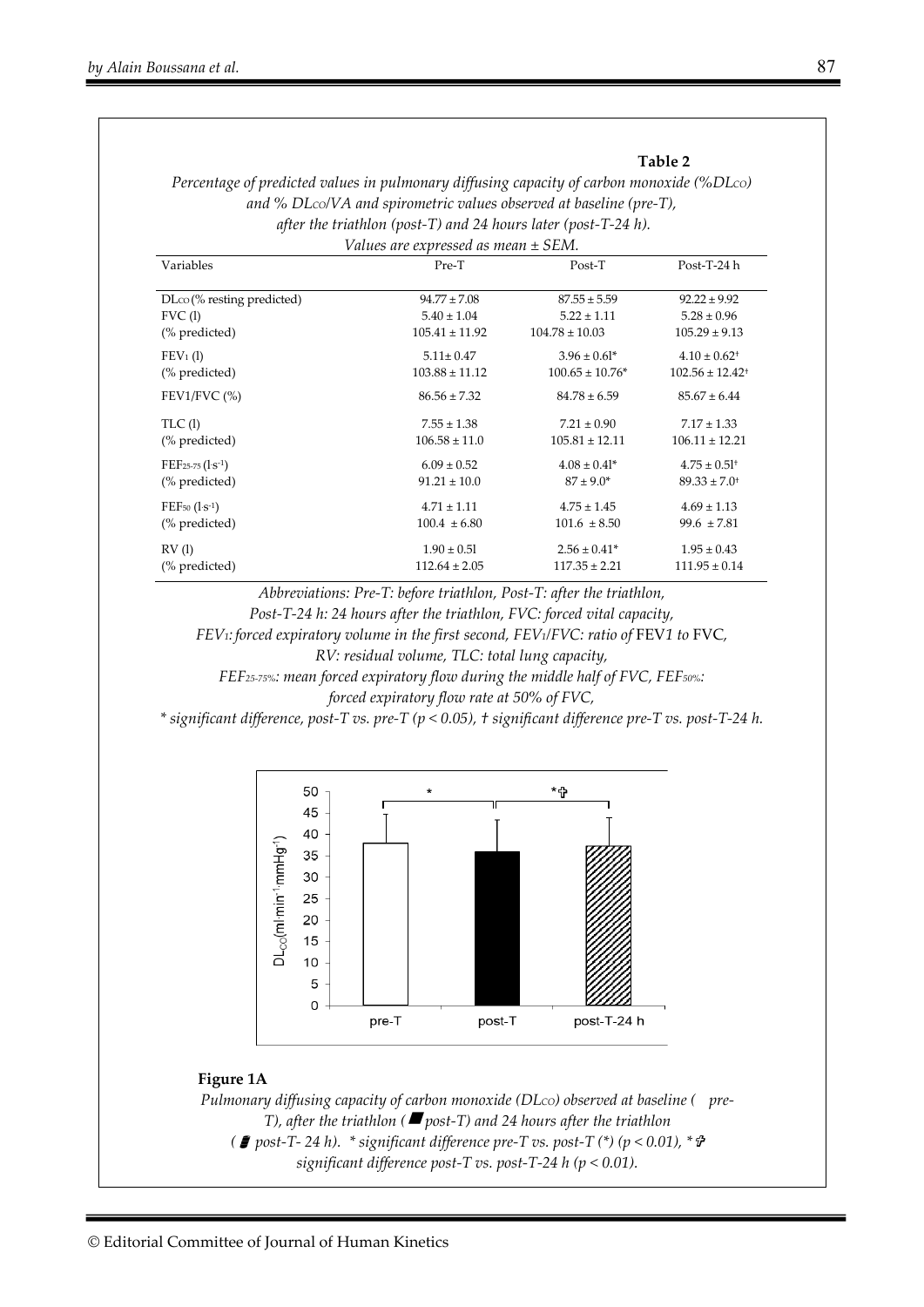**Table 2**

*Percentage of predicted values in pulmonary diffusing capacity of carbon monoxide (%$DL_{CO}$) and % $DL_{CO}/VA$ and spirometric values observed at baseline (pre-T), after the triathlon (post-T) and 24 hours later (post-T-24 h). Values are expressed as mean ± SEM.*

| Variables | Pre-T | Post-T | Post-T-24 h |
|---|---|---|---|
| $DL_{CO}$ (% resting predicted) | 94.77 ± 7.08 | 87.55 ± 5.59 | 92.22 ± 9.92 |
| FVC (l) | 5.40 ± 1.04 | 5.22 ± 1.11 | 5.28 ± 0.96 |
| (% predicted) | 105.41 ± 11.92 | 104.78 ± 10.03 | 105.29 ± 9.13 |
| $FEV_1$ (l) | 5.11± 0.47 | 3.96 ± 0.6l* | 4.10 ± 0.62† |
| (% predicted) | 103.88 ± 11.12 | 100.65 ± 10.76* | 102.56 ± 12.42† |
| FEV1/FVC (%) | 86.56 ± 7.32 | 84.78 ± 6.59 | 85.67 ± 6.44 |
| TLC (l) | 7.55 ± 1.38 | 7.21 ± 0.90 | 7.17 ± 1.33 |
| (% predicted) | 106.58 ± 11.0 | 105.81 ± 12.11 | 106.11 ± 12.21 |
| $FEF_{25-75}$ ($l \cdot s^{-1}$) | 6.09 ± 0.52 | 4.08 ± 0.4l* | 4.75 ± 0.5l† |
| (% predicted) | 91.21 ± 10.0 | 87 ± 9.0* | 89.33 ± 7.0† |
| $FEF_{50}$ ($l \cdot s^{-1}$) | 4.71 ± 1.11 | 4.75 ± 1.45 | 4.69 ± 1.13 |
| (% predicted) | 100.4 ± 6.80 | 101.6 ± 8.50 | 99.6 ± 7.81 |
| RV (l) | 1.90 ± 0.5l | 2.56 ± 0.41* | 1.95 ± 0.43 |
| (% predicted) | 112.64 ± 2.05 | 117.35 ± 2.21 | 111.95 ± 0.14 |

*Abbreviations: Pre-T: before triathlon, Post-T: after the triathlon, Post-T-24 h: 24 hours after the triathlon, FVC: forced vital capacity, $FEV_1$: forced expiratory volume in the first second, $FEV_1$/FVC: ratio of FEV1 to FVC, RV: residual volume, TLC: total lung capacity, $FEF_{25-75\%}$: mean forced expiratory flow during the middle half of FVC, $FEF_{50\%}$: forced expiratory flow rate at 50% of FVC,*
*\* significant difference, post-T vs. pre-T ($p < 0.05$), † significant difference pre-T vs. post-T-24 h.*

**Figure 1A**

*Pulmonary diffusing capacity of carbon monoxide ($DL_{CO}$) observed at baseline ( pre-T), after the triathlon ( post-T) and 24 hours after the triathlon ( post-T- 24 h). \* significant difference pre-T vs. post-T (\*) ($p < 0.01$), \*† significant difference post-T vs. post-T-24 h ($p < 0.01$).*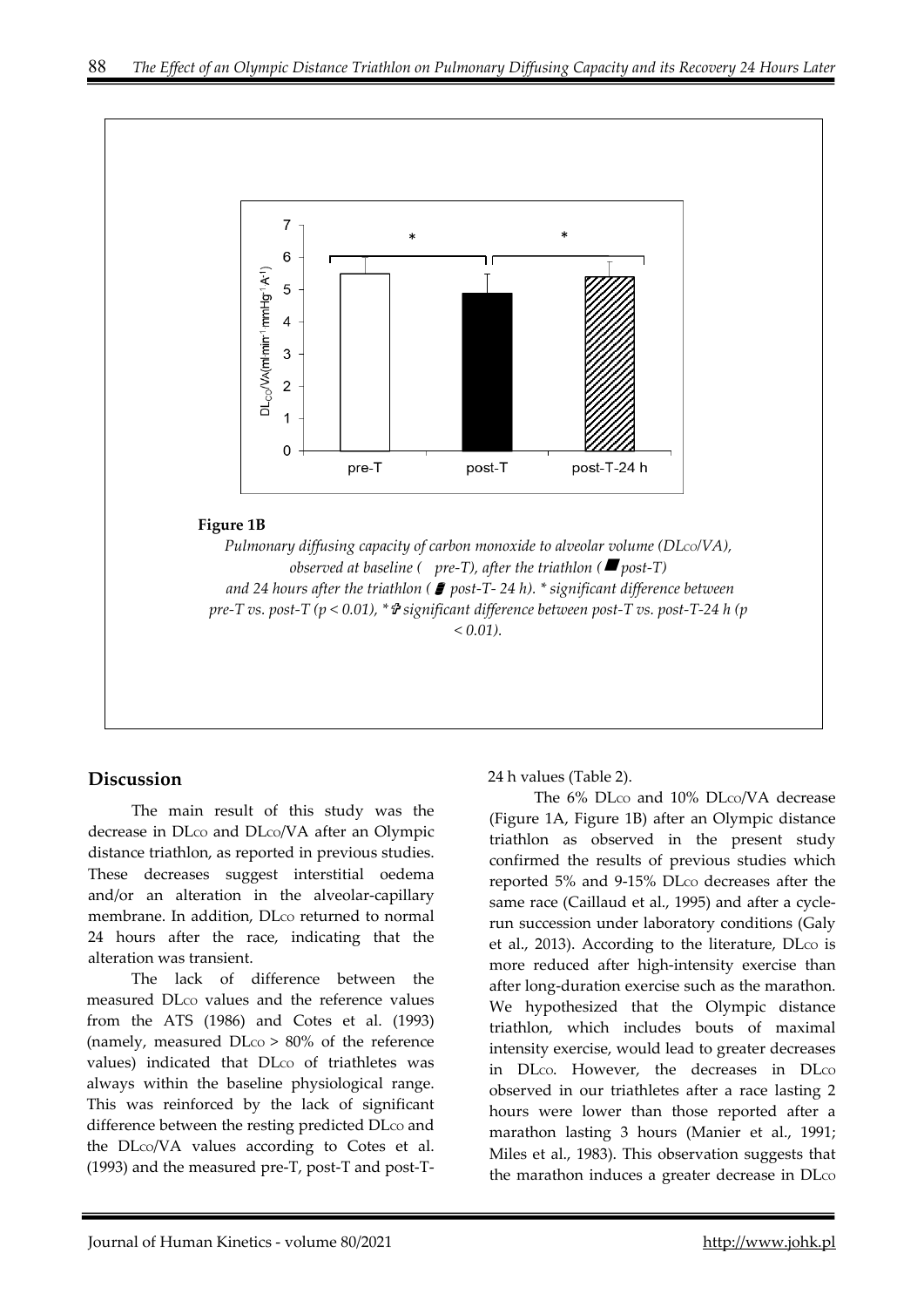**Figure 1B**

*Pulmonary diffusing capacity of carbon monoxide to alveolar volume ($DL_{CO}/VA$), observed at baseline ( pre-T), after the triathlon ( post-T) and 24 hours after the triathlon ( post-T- 24 h). * significant difference between pre-T vs. post-T ($p < 0.01$), * significant difference between post-T vs. post-T-24 h ($p < 0.01$).*

## Discussion

The main result of this study was the decrease in $DL_{CO}$ and $DL_{CO}/VA$ after an Olympic distance triathlon, as reported in previous studies. These decreases suggest interstitial oedema and/or an alteration in the alveolar-capillary membrane. In addition, $DL_{CO}$ returned to normal 24 hours after the race, indicating that the alteration was transient.

The lack of difference between the measured $DL_{CO}$ values and the reference values from the ATS (1986) and Cotes et al. (1993) (namely, measured $DL_{CO}$ > 80% of the reference values) indicated that $DL_{CO}$ of triathletes was always within the baseline physiological range. This was reinforced by the lack of significant difference between the resting predicted $DL_{CO}$ and the $DL_{CO}/VA$ values according to Cotes et al. (1993) and the measured pre-T, post-T and post-T-24 h values (Table 2).

The 6% $DL_{CO}$ and 10% $DL_{CO}/VA$ decrease (Figure 1A, Figure 1B) after an Olympic distance triathlon as observed in the present study confirmed the results of previous studies which reported 5% and 9-15% $DL_{CO}$ decreases after the same race (Caillaud et al., 1995) and after a cycle-run succession under laboratory conditions (Galy et al., 2013). According to the literature, $DL_{CO}$ is more reduced after high-intensity exercise than after long-duration exercise such as the marathon. We hypothesized that the Olympic distance triathlon, which includes bouts of maximal intensity exercise, would lead to greater decreases in $DL_{CO}$. However, the decreases in $DL_{CO}$ observed in our triathletes after a race lasting 2 hours were lower than those reported after a marathon lasting 3 hours (Manier et al., 1991; Miles et al., 1983). This observation suggests that the marathon induces a greater decrease in $DL_{CO}$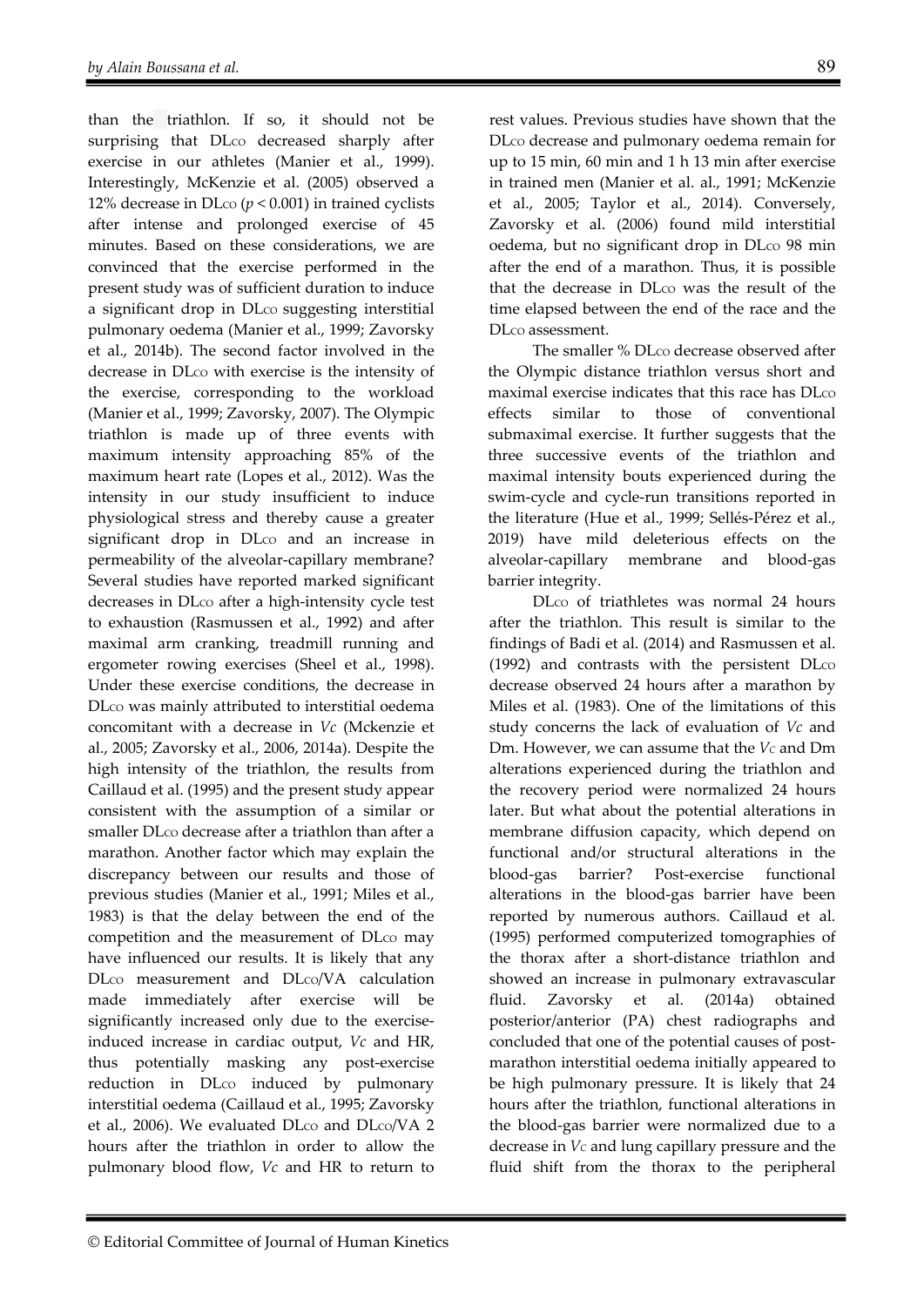than the triathlon. If so, it should not be surprising that $DL_{CO}$ decreased sharply after exercise in our athletes (Manier et al., 1999). Interestingly, McKenzie et al. (2005) observed a 12% decrease in $DL_{CO}$ ($p < 0.001$) in trained cyclists after intense and prolonged exercise of 45 minutes. Based on these considerations, we are convinced that the exercise performed in the present study was of sufficient duration to induce a significant drop in $DL_{CO}$ suggesting interstitial pulmonary oedema (Manier et al., 1999; Zavorsky et al., 2014b). The second factor involved in the decrease in $DL_{CO}$ with exercise is the intensity of the exercise, corresponding to the workload (Manier et al., 1999; Zavorsky, 2007). The Olympic triathlon is made up of three events with maximum intensity approaching 85% of the maximum heart rate (Lopes et al., 2012). Was the intensity in our study insufficient to induce physiological stress and thereby cause a greater significant drop in $DL_{CO}$ and an increase in permeability of the alveolar-capillary membrane? Several studies have reported marked significant decreases in $DL_{CO}$ after a high-intensity cycle test to exhaustion (Rasmussen et al., 1992) and after maximal arm cranking, treadmill running and ergometer rowing exercises (Sheel et al., 1998). Under these exercise conditions, the decrease in $DL_{CO}$ was mainly attributed to interstitial oedema concomitant with a decrease in *Vc* (Mckenzie et al., 2005; Zavorsky et al., 2006, 2014a). Despite the high intensity of the triathlon, the results from Caillaud et al. (1995) and the present study appear consistent with the assumption of a similar or smaller $DL_{CO}$ decrease after a triathlon than after a marathon. Another factor which may explain the discrepancy between our results and those of previous studies (Manier et al., 1991; Miles et al., 1983) is that the delay between the end of the competition and the measurement of $DL_{CO}$ may have influenced our results. It is likely that any $DL_{CO}$ measurement and $DL_{CO}$/VA calculation made immediately after exercise will be significantly increased only due to the exercise-induced increase in cardiac output, *Vc* and HR, thus potentially masking any post-exercise reduction in $DL_{CO}$ induced by pulmonary interstitial oedema (Caillaud et al., 1995; Zavorsky et al., 2006). We evaluated $DL_{CO}$ and $DL_{CO}$/VA 2 hours after the triathlon in order to allow the pulmonary blood flow, *Vc* and HR to return to rest values. Previous studies have shown that the $DL_{CO}$ decrease and pulmonary oedema remain for up to 15 min, 60 min and 1 h 13 min after exercise in trained men (Manier et al. al., 1991; McKenzie et al., 2005; Taylor et al., 2014). Conversely, Zavorsky et al. (2006) found mild interstitial oedema, but no significant drop in $DL_{CO}$ 98 min after the end of a marathon. Thus, it is possible that the decrease in $DL_{CO}$ was the result of the time elapsed between the end of the race and the $DL_{CO}$ assessment.

The smaller % $DL_{CO}$ decrease observed after the Olympic distance triathlon versus short and maximal exercise indicates that this race has $DL_{CO}$ effects similar to those of conventional submaximal exercise. It further suggests that the three successive events of the triathlon and maximal intensity bouts experienced during the swim-cycle and cycle-run transitions reported in the literature (Hue et al., 1999; Sellés-Pérez et al., 2019) have mild deleterious effects on the alveolar-capillary membrane and blood-gas barrier integrity.

$DL_{CO}$ of triathletes was normal 24 hours after the triathlon. This result is similar to the findings of Badi et al. (2014) and Rasmussen et al. (1992) and contrasts with the persistent $DL_{CO}$ decrease observed 24 hours after a marathon by Miles et al. (1983). One of the limitations of this study concerns the lack of evaluation of *Vc* and Dm. However, we can assume that the $V_C$ and Dm alterations experienced during the triathlon and the recovery period were normalized 24 hours later. But what about the potential alterations in membrane diffusion capacity, which depend on functional and/or structural alterations in the blood-gas barrier? Post-exercise functional alterations in the blood-gas barrier have been reported by numerous authors. Caillaud et al. (1995) performed computerized tomographies of the thorax after a short-distance triathlon and showed an increase in pulmonary extravascular fluid. Zavorsky et al. (2014a) obtained posterior/anterior (PA) chest radiographs and concluded that one of the potential causes of post-marathon interstitial oedema initially appeared to be high pulmonary pressure. It is likely that 24 hours after the triathlon, functional alterations in the blood-gas barrier were normalized due to a decrease in $V_C$ and lung capillary pressure and the fluid shift from the thorax to the peripheral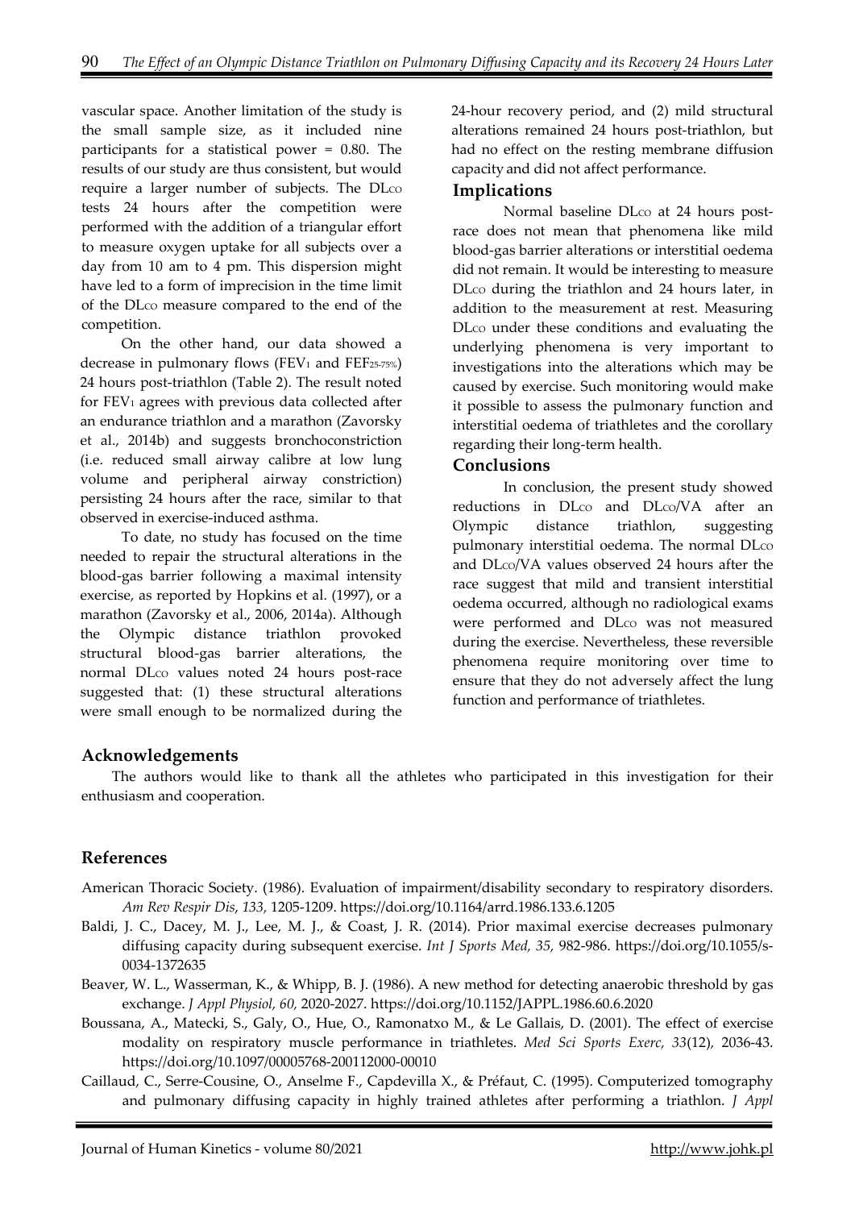vascular space. Another limitation of the study is the small sample size, as it included nine participants for a statistical power = 0.80. The results of our study are thus consistent, but would require a larger number of subjects. The $DL_{CO}$ tests 24 hours after the competition were performed with the addition of a triangular effort to measure oxygen uptake for all subjects over a day from 10 am to 4 pm. This dispersion might have led to a form of imprecision in the time limit of the $DL_{CO}$ measure compared to the end of the competition.

On the other hand, our data showed a decrease in pulmonary flows ($FEV_1$ and $FEF_{25\text{-}75\%}$) 24 hours post-triathlon (Table 2). The result noted for $FEV_1$ agrees with previous data collected after an endurance triathlon and a marathon (Zavorsky et al., 2014b) and suggests bronchoconstriction (i.e. reduced small airway calibre at low lung volume and peripheral airway constriction) persisting 24 hours after the race, similar to that observed in exercise-induced asthma.

To date, no study has focused on the time needed to repair the structural alterations in the blood-gas barrier following a maximal intensity exercise, as reported by Hopkins et al. (1997), or a marathon (Zavorsky et al., 2006, 2014a). Although the Olympic distance triathlon provoked structural blood-gas barrier alterations, the normal $DL_{CO}$ values noted 24 hours post-race suggested that: (1) these structural alterations were small enough to be normalized during the 24-hour recovery period, and (2) mild structural alterations remained 24 hours post-triathlon, but had no effect on the resting membrane diffusion capacity and did not affect performance.

## Implications

Normal baseline $DL_{CO}$ at 24 hours post-race does not mean that phenomena like mild blood-gas barrier alterations or interstitial oedema did not remain. It would be interesting to measure $DL_{CO}$ during the triathlon and 24 hours later, in addition to the measurement at rest. Measuring $DL_{CO}$ under these conditions and evaluating the underlying phenomena is very important to investigations into the alterations which may be caused by exercise. Such monitoring would make it possible to assess the pulmonary function and interstitial oedema of triathletes and the corollary regarding their long-term health.

## Conclusions

In conclusion, the present study showed reductions in $DL_{CO}$ and $DL_{CO}/VA$ after an Olympic distance triathlon, suggesting pulmonary interstitial oedema. The normal $DL_{CO}$ and $DL_{CO}/VA$ values observed 24 hours after the race suggest that mild and transient interstitial oedema occurred, although no radiological exams were performed and $DL_{CO}$ was not measured during the exercise. Nevertheless, these reversible phenomena require monitoring over time to ensure that they do not adversely affect the lung function and performance of triathletes.

## Acknowledgements

The authors would like to thank all the athletes who participated in this investigation for their enthusiasm and cooperation.

## References

American Thoracic Society. (1986). Evaluation of impairment/disability secondary to respiratory disorders. *Am Rev Respir Dis, 133,* 1205-1209. https://doi.org/10.1164/arrd.1986.133.6.1205

Baldi, J. C., Dacey, M. J., Lee, M. J., & Coast, J. R. (2014). Prior maximal exercise decreases pulmonary diffusing capacity during subsequent exercise. *Int J Sports Med, 35,* 982-986. https://doi.org/10.1055/s-0034-1372635

Beaver, W. L., Wasserman, K., & Whipp, B. J. (1986). A new method for detecting anaerobic threshold by gas exchange. *J Appl Physiol, 60,* 2020-2027. https://doi.org/10.1152/JAPPL.1986.60.6.2020

Boussana, A., Matecki, S., Galy, O., Hue, O., Ramonatxo M., & Le Gallais, D. (2001). The effect of exercise modality on respiratory muscle performance in triathletes. *Med Sci Sports Exerc, 33*(12), 2036-43. https://doi.org/10.1097/00005768-200112000-00010

Caillaud, C., Serre-Cousine, O., Anselme F., Capdevilla X., & Préfaut, C. (1995). Computerized tomography and pulmonary diffusing capacity in highly trained athletes after performing a triathlon. *J Appl*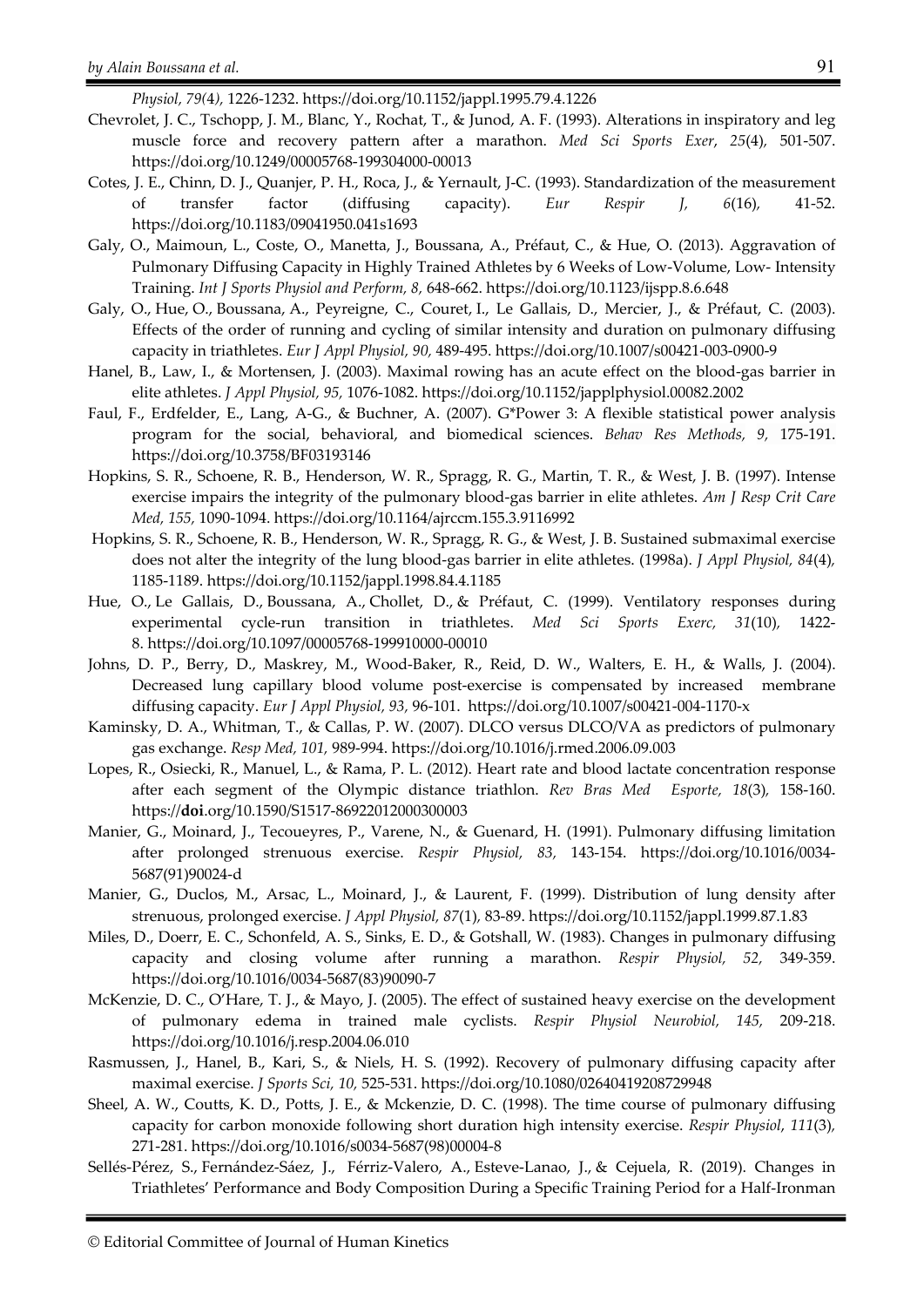*Physiol, 79(4),* 1226-1232. https://doi.org/10.1152/jappl.1995.79.4.1226

Chevrolet, J. C., Tschopp, J. M., Blanc, Y., Rochat, T., & Junod, A. F. (1993). Alterations in inspiratory and leg muscle force and recovery pattern after a marathon. *Med Sci Sports Exer*, *25*(4), 501-507. https://doi.org/10.1249/00005768-199304000-00013

Cotes, J. E., Chinn, D. J., Quanjer, P. H., Roca, J., & Yernault, J-C. (1993). Standardization of the measurement of transfer factor (diffusing capacity). *Eur Respir J, 6*(16), 41-52. https://doi.org/10.1183/09041950.041s1693

Galy, O., Maimoun, L., Coste, O., Manetta, J., Boussana, A., Préfaut, C., & Hue, O. (2013). Aggravation of Pulmonary Diffusing Capacity in Highly Trained Athletes by 6 Weeks of Low-Volume, Low- Intensity Training. *Int J Sports Physiol and Perform, 8,* 648-662. https://doi.org/10.1123/ijspp.8.6.648

Galy, O., Hue, O., Boussana, A., Peyreigne, C., Couret, I., Le Gallais, D., Mercier, J., & Préfaut, C. (2003). Effects of the order of running and cycling of similar intensity and duration on pulmonary diffusing capacity in triathletes. *Eur J Appl Physiol, 90,* 489-495. https://doi.org/10.1007/s00421-003-0900-9

Hanel, B., Law, I., & Mortensen, J. (2003). Maximal rowing has an acute effect on the blood-gas barrier in elite athletes. *J Appl Physiol, 95,* 1076-1082. https://doi.org/10.1152/japplphysiol.00082.2002

Faul, F., Erdfelder, E., Lang, A-G., & Buchner, A. (2007). G*Power 3: A flexible statistical power analysis program for the social, behavioral, and biomedical sciences. *Behav Res Methods, 9,* 175-191. https://doi.org/10.3758/BF03193146

Hopkins, S. R., Schoene, R. B., Henderson, W. R., Spragg, R. G., Martin, T. R., & West, J. B. (1997). Intense exercise impairs the integrity of the pulmonary blood-gas barrier in elite athletes. *Am J Resp Crit Care Med, 155,* 1090-1094. https://doi.org/10.1164/ajrccm.155.3.9116992

Hopkins, S. R., Schoene, R. B., Henderson, W. R., Spragg, R. G., & West, J. B. Sustained submaximal exercise does not alter the integrity of the lung blood-gas barrier in elite athletes. (1998a). *J Appl Physiol, 84*(4), 1185-1189. https://doi.org/10.1152/jappl.1998.84.4.1185

Hue, O., Le Gallais, D., Boussana, A., Chollet, D., & Préfaut, C. (1999). Ventilatory responses during experimental cycle-run transition in triathletes. *Med Sci Sports Exerc, 31*(10), 1422-8. https://doi.org/10.1097/00005768-199910000-00010

Johns, D. P., Berry, D., Maskrey, M., Wood-Baker, R., Reid, D. W., Walters, E. H., & Walls, J. (2004). Decreased lung capillary blood volume post-exercise is compensated by increased membrane diffusing capacity. *Eur J Appl Physiol, 93,* 96-101. https://doi.org/10.1007/s00421-004-1170-x

Kaminsky, D. A., Whitman, T., & Callas, P. W. (2007). DLCO versus DLCO/VA as predictors of pulmonary gas exchange. *Resp Med, 101,* 989-994. https://doi.org/10.1016/j.rmed.2006.09.003

Lopes, R., Osiecki, R., Manuel, L., & Rama, P. L. (2012). Heart rate and blood lactate concentration response after each segment of the Olympic distance triathlon. *Rev Bras Med Esporte, 18*(3), 158-160. https://**doi**.org/10.1590/S1517-86922012000300003

Manier, G., Moinard, J., Tecoueyres, P., Varene, N., & Guenard, H. (1991). Pulmonary diffusing limitation after prolonged strenuous exercise. *Respir Physiol, 83,* 143-154. https://doi.org/10.1016/0034-5687(91)90024-d

Manier, G., Duclos, M., Arsac, L., Moinard, J., & Laurent, F. (1999). Distribution of lung density after strenuous, prolonged exercise. *J Appl Physiol, 87*(1), 83-89. https://doi.org/10.1152/jappl.1999.87.1.83

Miles, D., Doerr, E. C., Schonfeld, A. S., Sinks, E. D., & Gotshall, W. (1983). Changes in pulmonary diffusing capacity and closing volume after running a marathon. *Respir Physiol, 52,* 349-359. https://doi.org/10.1016/0034-5687(83)90090-7

McKenzie, D. C., O'Hare, T. J., & Mayo, J. (2005). The effect of sustained heavy exercise on the development of pulmonary edema in trained male cyclists. *Respir Physiol Neurobiol, 145,* 209-218. https://doi.org/10.1016/j.resp.2004.06.010

Rasmussen, J., Hanel, B., Kari, S., & Niels, H. S. (1992). Recovery of pulmonary diffusing capacity after maximal exercise. *J Sports Sci, 10,* 525-531. https://doi.org/10.1080/02640419208729948

Sheel, A. W., Coutts, K. D., Potts, J. E., & Mckenzie, D. C. (1998). The time course of pulmonary diffusing capacity for carbon monoxide following short duration high intensity exercise. *Respir Physiol*, *111*(3), 271-281. https://doi.org/10.1016/s0034-5687(98)00004-8

Sellés-Pérez, S., Fernández-Sáez, J., Férriz-Valero, A., Esteve-Lanao, J., & Cejuela, R. (2019). Changes in Triathletes' Performance and Body Composition During a Specific Training Period for a Half-Ironman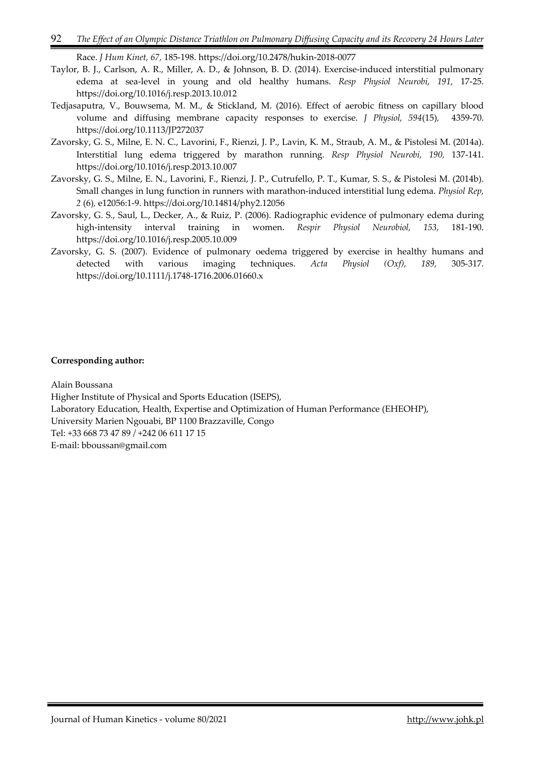Race. *J Hum Kinet, 67,* 185-198. https://doi.org/10.2478/hukin-2018-0077

Taylor, B. J., Carlson, A. R., Miller, A. D., & Johnson, B. D. (2014). Exercise-induced interstitial pulmonary edema at sea-level in young and old healthy humans. *Resp Physiol Neurobi, 191,* 17-25. https://doi.org/10.1016/j.resp.2013.10.012

Tedjasaputra, V., Bouwsema, M. M., & Stickland, M. (2016). Effect of aerobic fitness on capillary blood volume and diffusing membrane capacity responses to exercise. *J Physiol, 594*(15), 4359-70. https://doi.org/10.1113/JP272037

Zavorsky, G. S., Milne, E. N. C., Lavorini, F., Rienzi, J. P., Lavin, K. M., Straub, A. M., & Pistolesi M. (2014a). Interstitial lung edema triggered by marathon running. *Resp Physiol Neurobi, 190,* 137-141. https://doi.org/10.1016/j.resp.2013.10.007

Zavorsky, G. S., Milne, E. N., Lavorini, F., Rienzi, J. P., Cutrufello, P. T., Kumar, S. S., & Pistolesi M. (2014b). Small changes in lung function in runners with marathon-induced interstitial lung edema. *Physiol Rep, 2* (6), e12056:1-9. https://doi.org/10.14814/phy2.12056

Zavorsky, G. S., Saul, L., Decker, A., & Ruiz, P. (2006). Radiographic evidence of pulmonary edema during high-intensity interval training in women. *Respir Physiol Neurobiol, 153,* 181-190. https://doi.org/10.1016/j.resp.2005.10.009

Zavorsky, G. S. (2007). Evidence of pulmonary oedema triggered by exercise in healthy humans and detected with various imaging techniques. *Acta Physiol (Oxf), 189,* 305-317. https://doi.org/10.1111/j.1748-1716.2006.01660.x

**Corresponding author:**

Alain Boussana
Higher Institute of Physical and Sports Education (ISEPS),
Laboratory Education, Health, Expertise and Optimization of Human Performance (EHEOHP),
University Marien Ngouabi, BP 1100 Brazzaville, Congo
Tel: +33 668 73 47 89 / +242 06 611 17 15
E-mail: bboussan@gmail.com